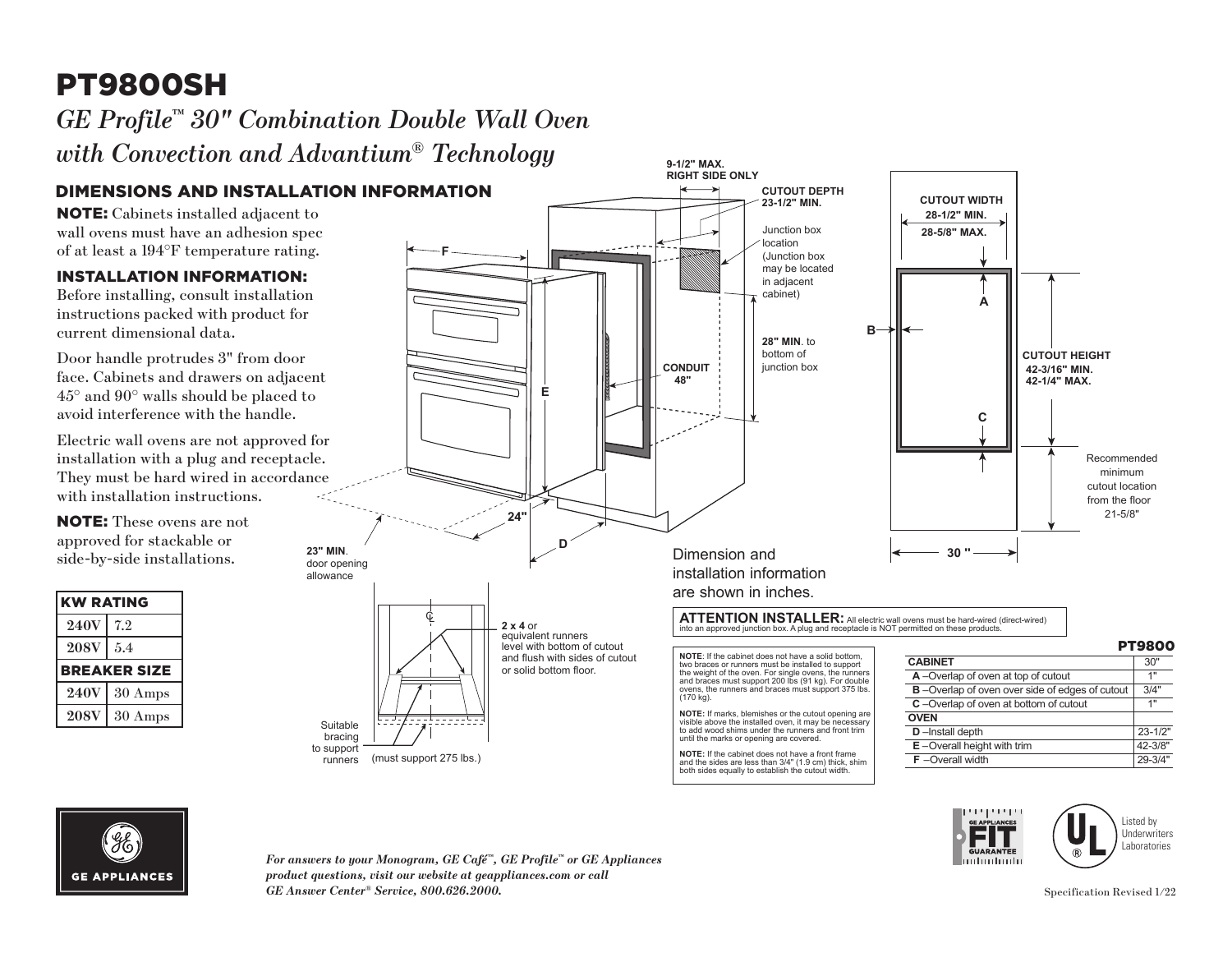# PT9800SH

## *GE Profile™ 30" Combination Double Wall Oven with Convection and Advantium® Technology*

## DIMENSIONS AND INSTALLATION INFORMATION

**NOTE:** Cabinets installed adjacent to wall ovens must have an adhesion spec of at least a 194°F temperature rating.

### INSTALLATION INFORMATION:

Before installing, consult installation instructions packed with product for current dimensional data.

Door handle protrudes 3" from door face. Cabinets and drawers on adjacent 45° and 90° walls should be placed to avoid interference with the handle.

Electric wall ovens are not approved for installation with a plug and receptacle. They must be hard wired in accordance with installation instructions.

**NOTE:** These ovens are not approved for stackable or side-by-side installations.

| KW RATING | |
|---|---|
| 240V | 7.2 |
| 208V | 5.4 |
| **BREAKER SIZE** | |
| 240V | 30 Amps |
| 208V | 30 Amps |

9-1/2" MAX. RIGHT SIDE ONLY

CUTOUT DEPTH 23-1/2" MIN.

Junction box location (Junction box may be located in adjacent cabinet)

28" MIN. to bottom of junction box

CONDUIT 48"

F

E

24"

D

23" MIN. door opening allowance

CUTOUT WIDTH 28-1/2" MIN. 28-5/8" MAX.

A

B

C

CUTOUT HEIGHT 42-3/16" MIN. 42-1/4" MAX.

Recommended minimum cutout location from the floor 21-5/8"

30 "

Dimension and installation information are shown in inches.

**2 x 4** or equivalent runners level with bottom of cutout and flush with sides of cutout or solid bottom floor.

Suitable bracing to support runners (must support 275 lbs.)

**ATTENTION INSTALLER:** All electric wall ovens must be hard-wired (direct-wired) into an approved junction box. A plug and receptacle is NOT permitted on these products.

**NOTE**: If the cabinet does not have a solid bottom, two braces or runners must be installed to support the weight of the oven. For single ovens, the runners and braces must support 200 lbs (91 kg). For double ovens, the runners and braces must support 375 lbs. (170 kg).

**NOTE:** If marks, blemishes or the cutout opening are visible above the installed oven, it may be necessary to add wood shims under the runners and front trim until the marks or opening are covered.

**NOTE:** If the cabinet does not have a front frame and the sides are less than 3/4" (1.9 cm) thick, shim both sides equally to establish the cutout width.

| PT9800 | |
|---|---|
| **CABINET** | 30" |
| **A** –Overlap of oven at top of cutout | 1" |
| **B** –Overlap of oven over side of edges of cutout | 3/4" |
| **C** –Overlap of oven at bottom of cutout | 1" |
| **OVEN** | |
| **D** –Install depth | 23-1/2" |
| **E** –Overall height with trim | 42-3/8" |
| **F** –Overall width | 29-3/4" |

GE APPLIANCES

*For answers to your Monogram, GE Café™, GE Profile™ or GE Appliances product questions, visit our website at geappliances.com or call GE Answer Center® Service, 800.626.2000.*

GE APPLIANCES FIT GUARANTEE

Listed by Underwriters Laboratories

Specification Revised 1/22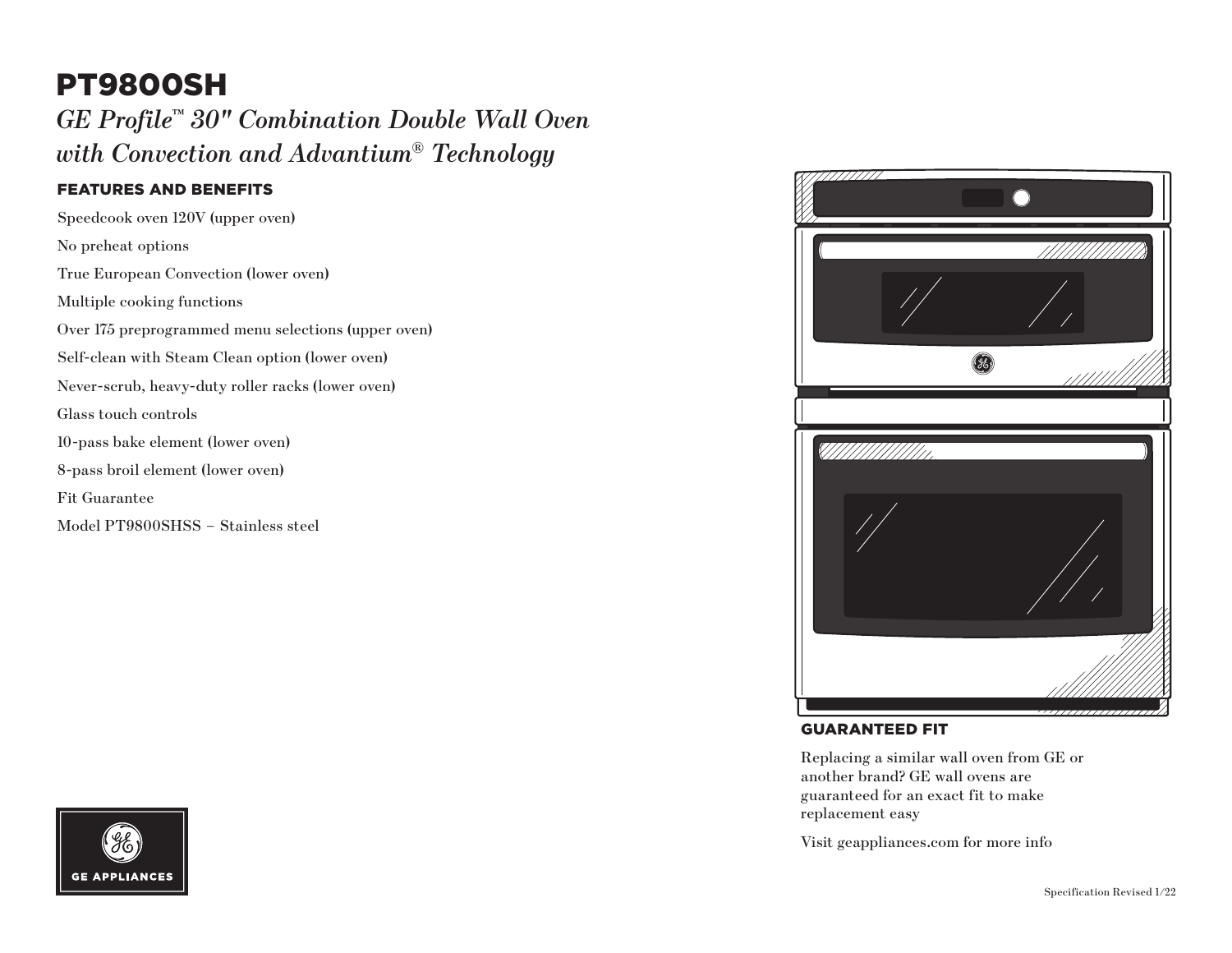# PT9800SH

## *GE Profile™ 30" Combination Double Wall Oven with Convection and Advantium® Technology*

### FEATURES AND BENEFITS

Speedcook oven 120V (upper oven)

No preheat options

True European Convection (lower oven)

Multiple cooking functions

Over 175 preprogrammed menu selections (upper oven)

Self-clean with Steam Clean option (lower oven)

Never-scrub, heavy-duty roller racks (lower oven)

Glass touch controls

10-pass bake element (lower oven)

8-pass broil element (lower oven)

Fit Guarantee

Model PT9800SHSS – Stainless steel

### GUARANTEED FIT

Replacing a similar wall oven from GE or another brand? GE wall ovens are guaranteed for an exact fit to make replacement easy

Visit geappliances.com for more info

GE APPLIANCES

Specification Revised 1/22